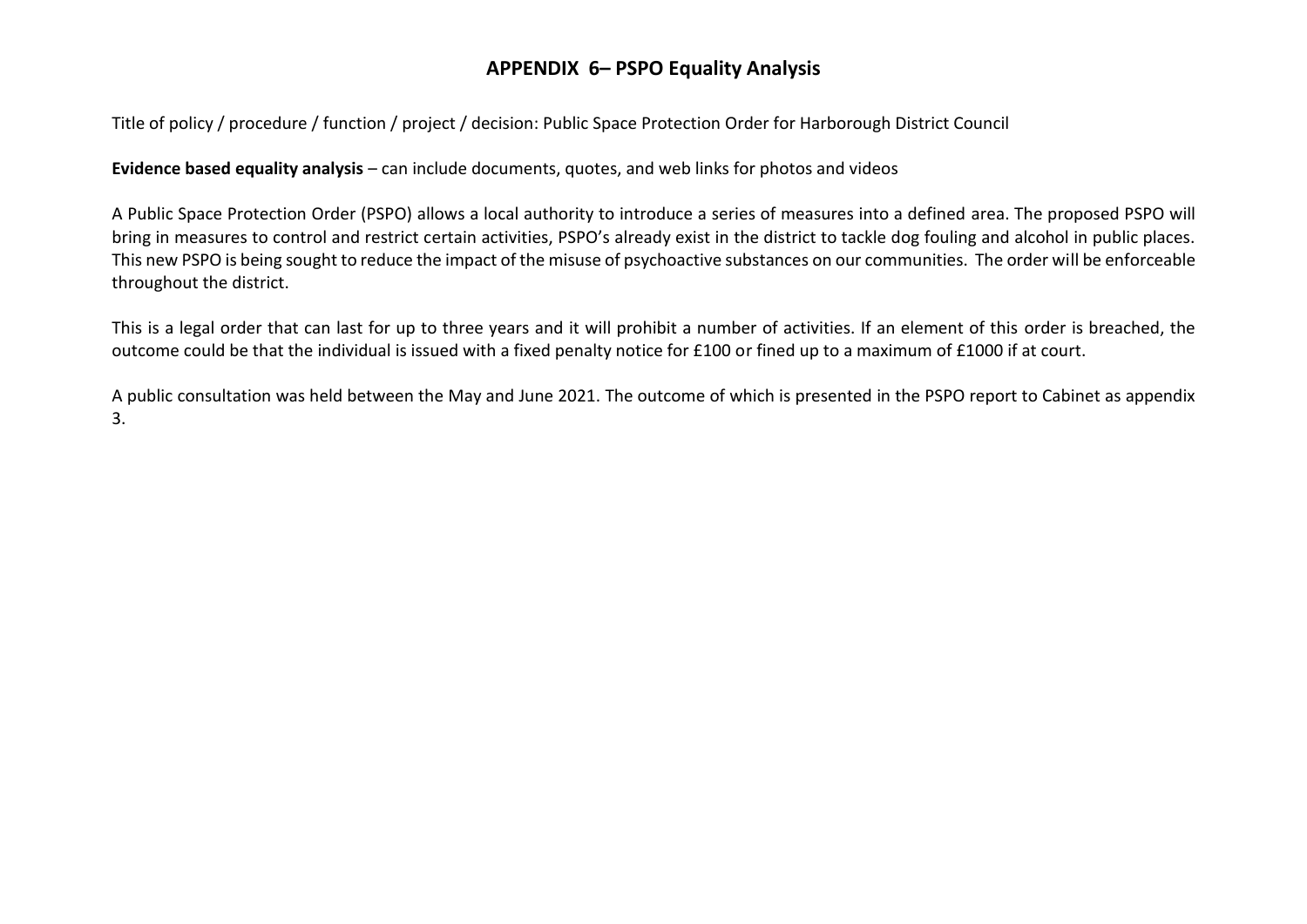# APPENDIX 6– PSPO Equality Analysis

Title of policy / procedure / function / project / decision: Public Space Protection Order for Harborough District Council

**Evidence based equality analysis** – can include documents, quotes, and web links for photos and videos

A Public Space Protection Order (PSPO) allows a local authority to introduce a series of measures into a defined area. The proposed PSPO will bring in measures to control and restrict certain activities, PSPO's already exist in the district to tackle dog fouling and alcohol in public places. This new PSPO is being sought to reduce the impact of the misuse of psychoactive substances on our communities. The order will be enforceable throughout the district.

This is a legal order that can last for up to three years and it will prohibit a number of activities. If an element of this order is breached, the outcome could be that the individual is issued with a fixed penalty notice for £100 or fined up to a maximum of £1000 if at court.

A public consultation was held between the May and June 2021. The outcome of which is presented in the PSPO report to Cabinet as appendix 3.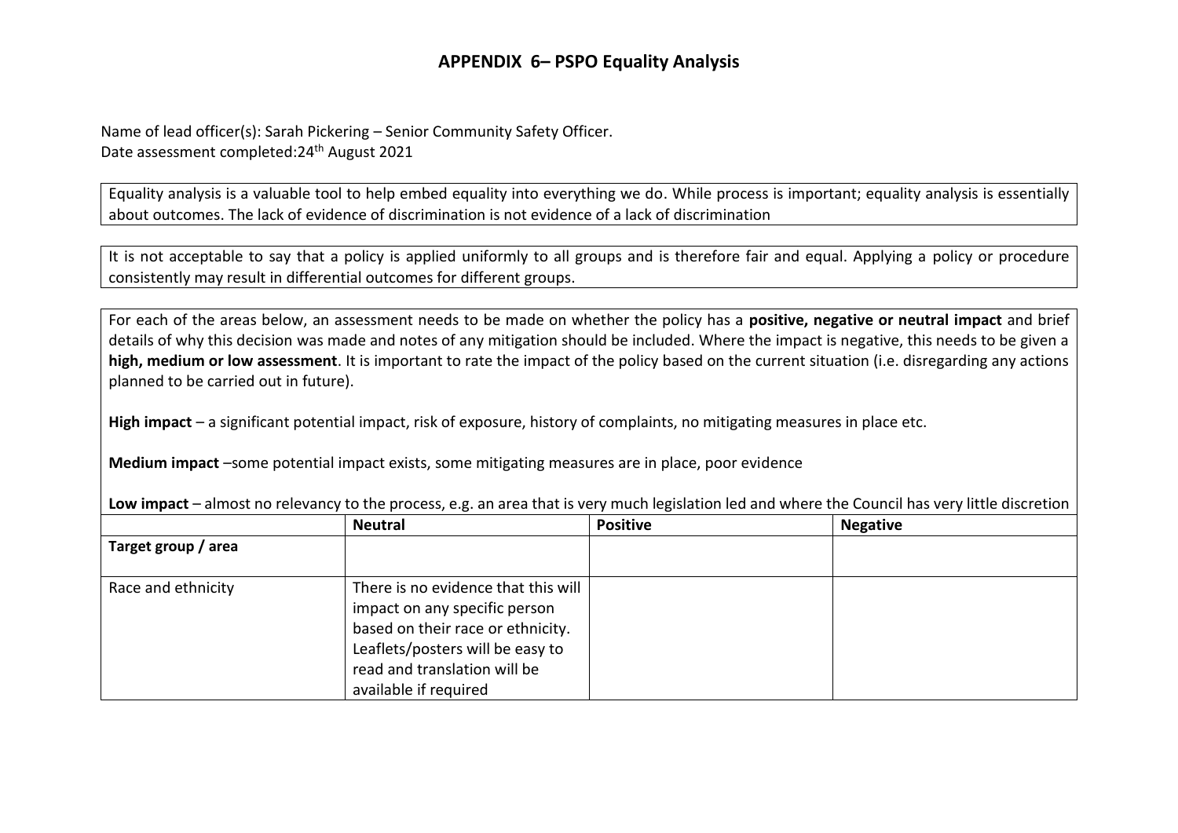## APPENDIX 6– PSPO Equality Analysis

Name of lead officer(s): Sarah Pickering – Senior Community Safety Officer.
Date assessment completed:24th August 2021

Equality analysis is a valuable tool to help embed equality into everything we do. While process is important; equality analysis is essentially about outcomes. The lack of evidence of discrimination is not evidence of a lack of discrimination

It is not acceptable to say that a policy is applied uniformly to all groups and is therefore fair and equal. Applying a policy or procedure consistently may result in differential outcomes for different groups.

For each of the areas below, an assessment needs to be made on whether the policy has a **positive, negative or neutral impact** and brief details of why this decision was made and notes of any mitigation should be included. Where the impact is negative, this needs to be given a **high, medium or low assessment**. It is important to rate the impact of the policy based on the current situation (i.e. disregarding any actions planned to be carried out in future).

**High impact** – a significant potential impact, risk of exposure, history of complaints, no mitigating measures in place etc.

**Medium impact** –some potential impact exists, some mitigating measures are in place, poor evidence

**Low impact** – almost no relevancy to the process, e.g. an area that is very much legislation led and where the Council has very little discretion

| | Neutral | Positive | Negative |
|---|---|---|---|
| **Target group / area** | | | |
| Race and ethnicity | There is no evidence that this will impact on any specific person based on their race or ethnicity. Leaflets/posters will be easy to read and translation will be available if required | | |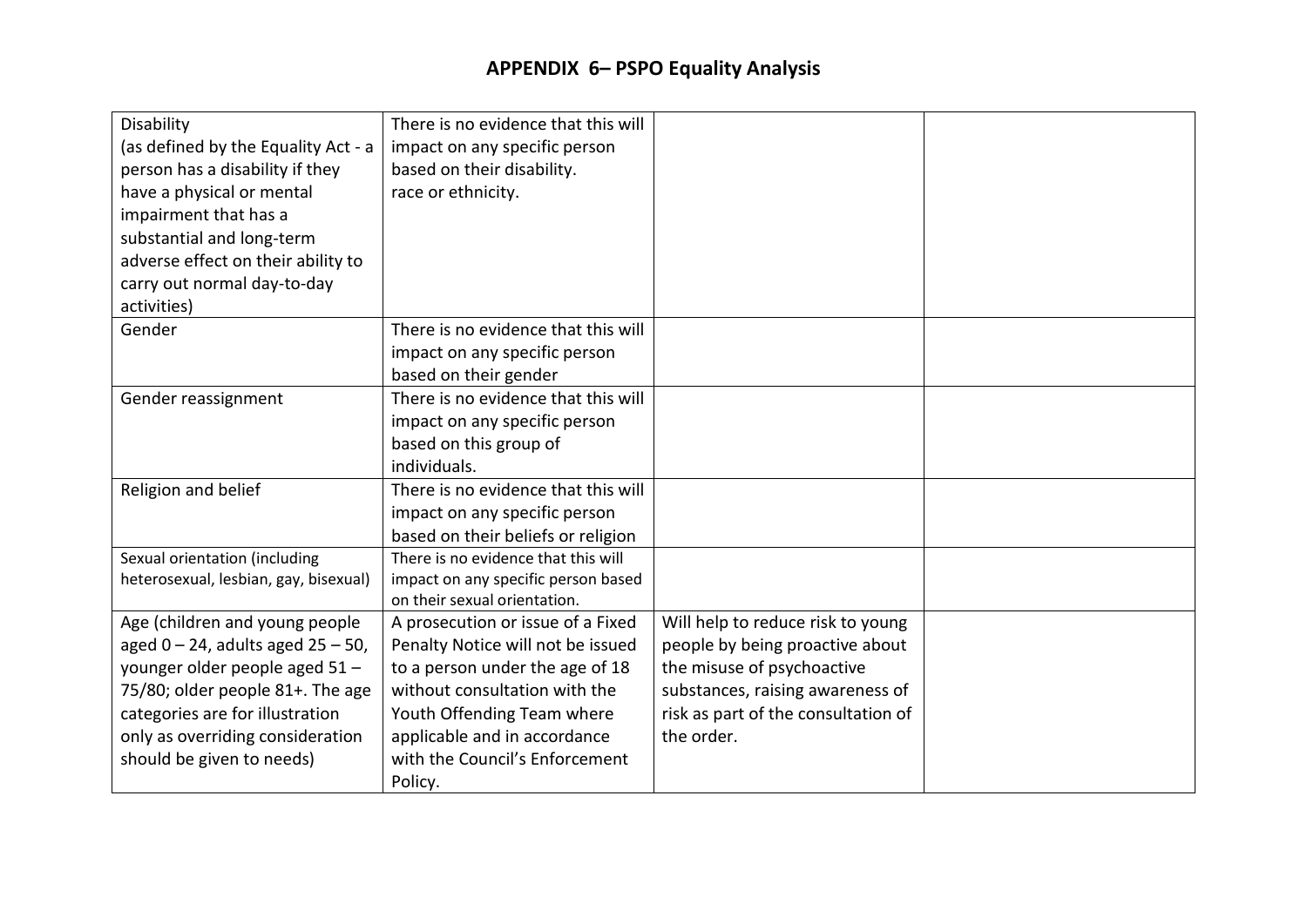## APPENDIX 6– PSPO Equality Analysis

| Disability (as defined by the Equality Act - a person has a disability if they have a physical or mental impairment that has a substantial and long-term adverse effect on their ability to carry out normal day-to-day activities) | There is no evidence that this will impact on any specific person based on their disability. race or ethnicity. | | |
|---|---|---|---|
| Gender | There is no evidence that this will impact on any specific person based on their gender | | |
| Gender reassignment | There is no evidence that this will impact on any specific person based on this group of individuals. | | |
| Religion and belief | There is no evidence that this will impact on any specific person based on their beliefs or religion | | |
| Sexual orientation (including heterosexual, lesbian, gay, bisexual) | There is no evidence that this will impact on any specific person based on their sexual orientation. | | |
| Age (children and young people aged 0 – 24, adults aged 25 – 50, younger older people aged 51 – 75/80; older people 81+. The age categories are for illustration only as overriding consideration should be given to needs) | A prosecution or issue of a Fixed Penalty Notice will not be issued to a person under the age of 18 without consultation with the Youth Offending Team where applicable and in accordance with the Council's Enforcement Policy. | Will help to reduce risk to young people by being proactive about the misuse of psychoactive substances, raising awareness of risk as part of the consultation of the order. | |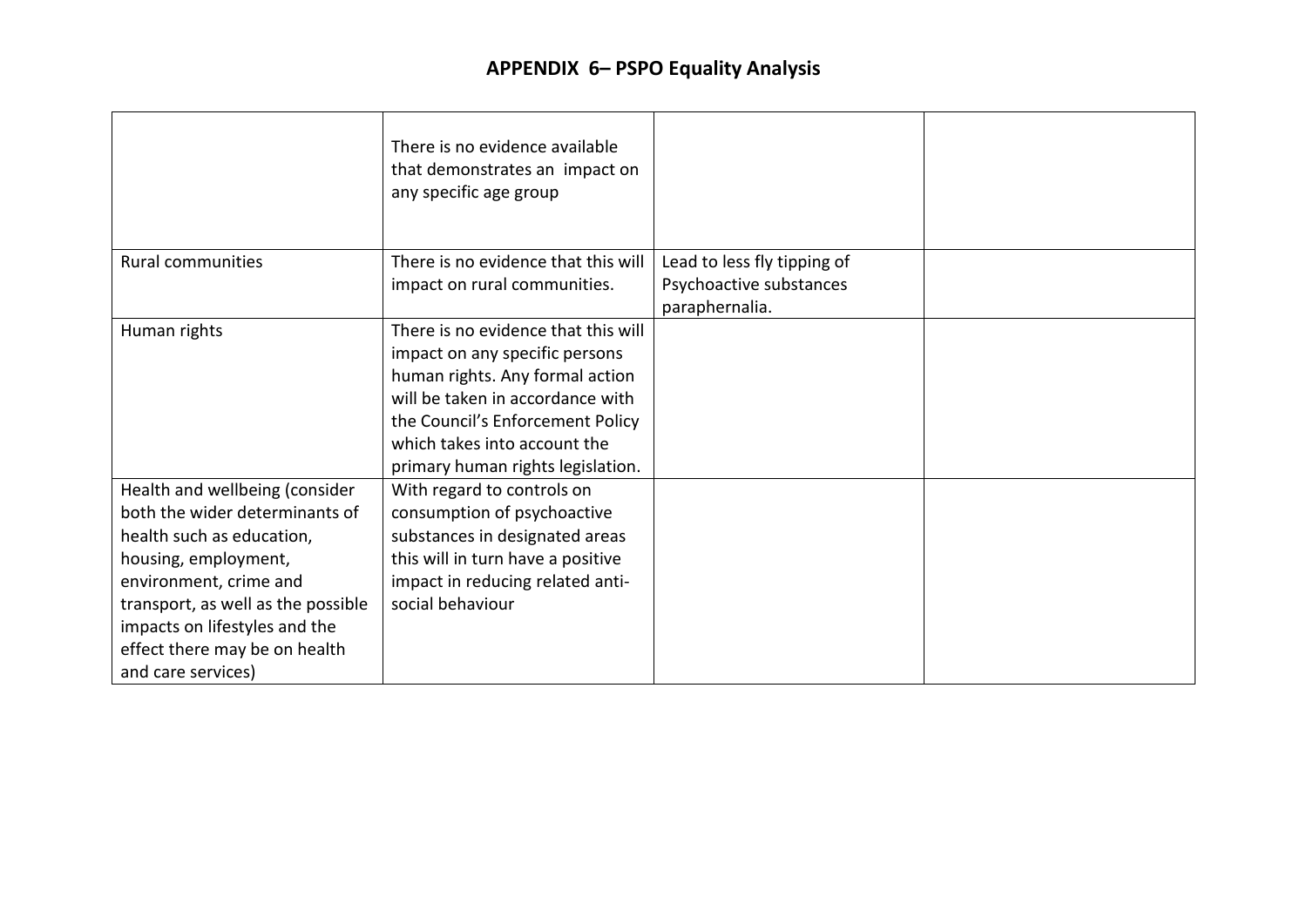## APPENDIX 6– PSPO Equality Analysis

| | | | |
|---|---|---|---|
| | There is no evidence available that demonstrates an impact on any specific age group | | |
| Rural communities | There is no evidence that this will impact on rural communities. | Lead to less fly tipping of Psychoactive substances paraphernalia. | |
| Human rights | There is no evidence that this will impact on any specific persons human rights. Any formal action will be taken in accordance with the Council's Enforcement Policy which takes into account the primary human rights legislation. | | |
| Health and wellbeing (consider both the wider determinants of health such as education, housing, employment, environment, crime and transport, as well as the possible impacts on lifestyles and the effect there may be on health and care services) | With regard to controls on consumption of psychoactive substances in designated areas this will in turn have a positive impact in reducing related anti-social behaviour | | |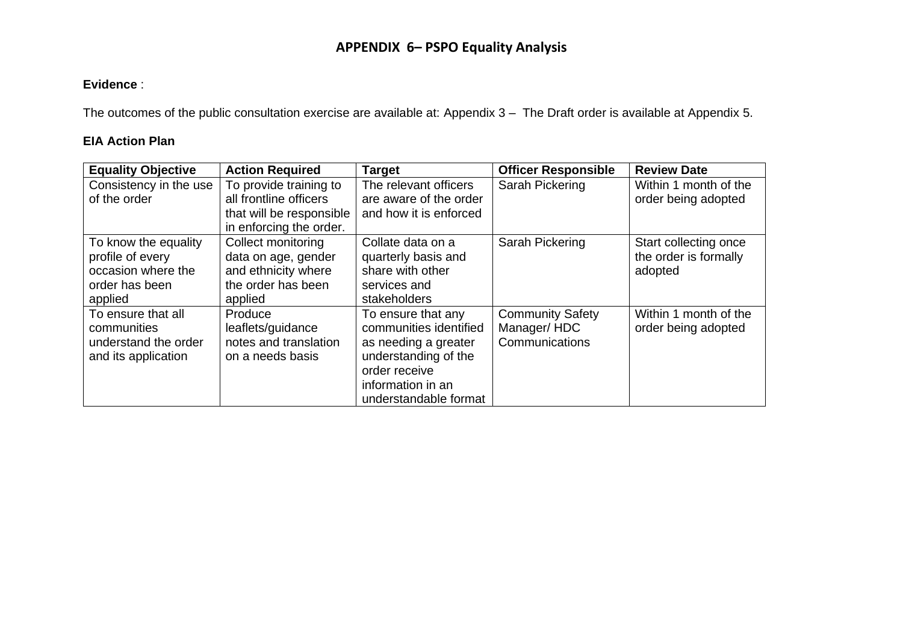# APPENDIX 6– PSPO Equality Analysis

**Evidence** :

The outcomes of the public consultation exercise are available at: Appendix 3 – The Draft order is available at Appendix 5.

**EIA Action Plan**

| Equality Objective | Action Required | Target | Officer Responsible | Review Date |
|---|---|---|---|---|
| Consistency in the use of the order | To provide training to all frontline officers that will be responsible in enforcing the order. | The relevant officers are aware of the order and how it is enforced | Sarah Pickering | Within 1 month of the order being adopted |
| To know the equality profile of every occasion where the order has been applied | Collect monitoring data on age, gender and ethnicity where the order has been applied | Collate data on a quarterly basis and share with other services and stakeholders | Sarah Pickering | Start collecting once the order is formally adopted |
| To ensure that all communities understand the order and its application | Produce leaflets/guidance notes and translation on a needs basis | To ensure that any communities identified as needing a greater understanding of the order receive information in an understandable format | Community Safety Manager/ HDC Communications | Within 1 month of the order being adopted |